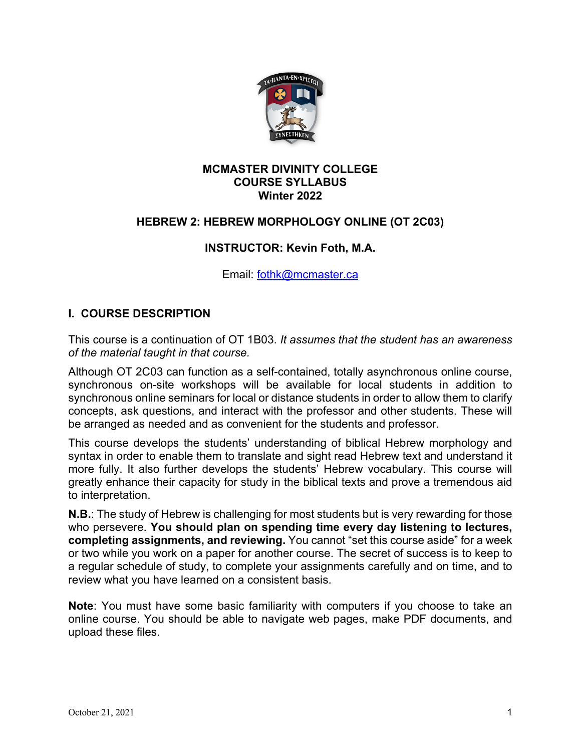**MCMASTER DIVINITY COLLEGE**
**COURSE SYLLABUS**
**Winter 2022**

# HEBREW 2: HEBREW MORPHOLOGY ONLINE (OT 2C03)

**INSTRUCTOR: Kevin Foth, M.A.**

Email: fothk@mcmaster.ca

## I. COURSE DESCRIPTION

This course is a continuation of OT 1B03. *It assumes that the student has an awareness of the material taught in that course.*

Although OT 2C03 can function as a self-contained, totally asynchronous online course, synchronous on-site workshops will be available for local students in addition to synchronous online seminars for local or distance students in order to allow them to clarify concepts, ask questions, and interact with the professor and other students. These will be arranged as needed and as convenient for the students and professor.

This course develops the students' understanding of biblical Hebrew morphology and syntax in order to enable them to translate and sight read Hebrew text and understand it more fully. It also further develops the students' Hebrew vocabulary. This course will greatly enhance their capacity for study in the biblical texts and prove a tremendous aid to interpretation.

**N.B.**: The study of Hebrew is challenging for most students but is very rewarding for those who persevere. **You should plan on spending time every day listening to lectures, completing assignments, and reviewing.** You cannot "set this course aside" for a week or two while you work on a paper for another course. The secret of success is to keep to a regular schedule of study, to complete your assignments carefully and on time, and to review what you have learned on a consistent basis.

**Note**: You must have some basic familiarity with computers if you choose to take an online course. You should be able to navigate web pages, make PDF documents, and upload these files.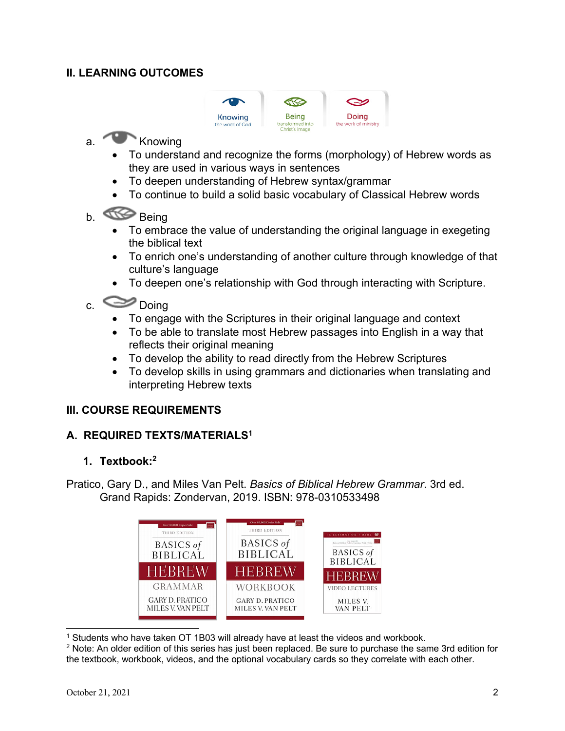## II. LEARNING OUTCOMES

a. Knowing
- To understand and recognize the forms (morphology) of Hebrew words as they are used in various ways in sentences
- To deepen understanding of Hebrew syntax/grammar
- To continue to build a solid basic vocabulary of Classical Hebrew words

b. Being
- To embrace the value of understanding the original language in exegeting the biblical text
- To enrich one's understanding of another culture through knowledge of that culture's language
- To deepen one's relationship with God through interacting with Scripture.

c. Doing
- To engage with the Scriptures in their original language and context
- To be able to translate most Hebrew passages into English in a way that reflects their original meaning
- To develop the ability to read directly from the Hebrew Scriptures
- To develop skills in using grammars and dictionaries when translating and interpreting Hebrew texts

## III. COURSE REQUIREMENTS

### A. REQUIRED TEXTS/MATERIALS[1]

#### 1. Textbook:[2]

Pratico, Gary D., and Miles Van Pelt. *Basics of Biblical Hebrew Grammar*. 3rd ed. Grand Rapids: Zondervan, 2019. ISBN: 978-0310533498

---

[1] Students who have taken OT 1B03 will already have at least the videos and workbook.

[2] Note: An older edition of this series has just been replaced. Be sure to purchase the same 3rd edition for the textbook, workbook, videos, and the optional vocabulary cards so they correlate with each other.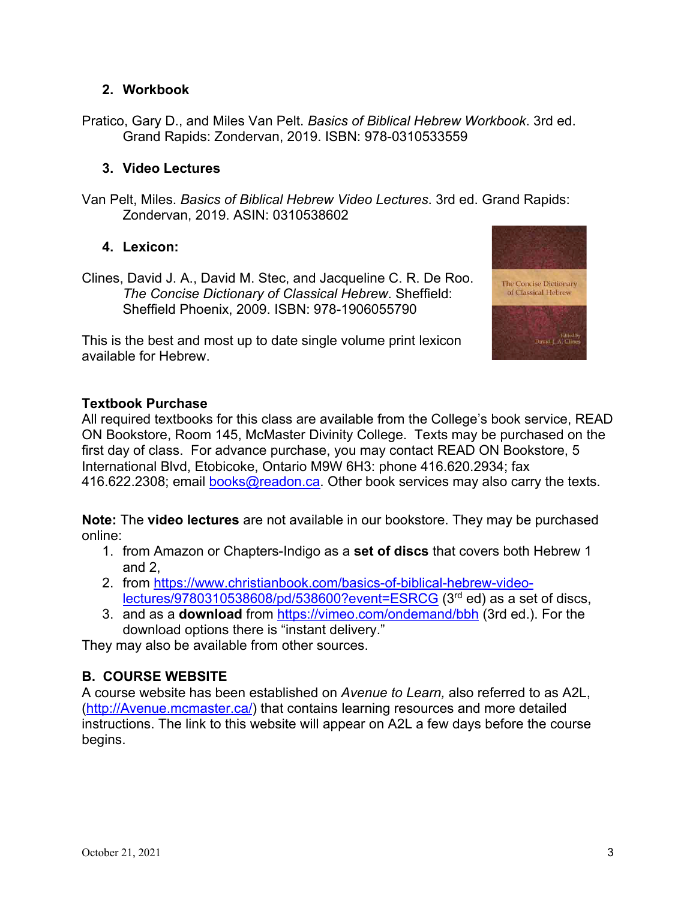2. **Workbook**

Pratico, Gary D., and Miles Van Pelt. *Basics of Biblical Hebrew Workbook*. 3rd ed. Grand Rapids: Zondervan, 2019. ISBN: 978-0310533559

3. **Video Lectures**

Van Pelt, Miles. *Basics of Biblical Hebrew Video Lectures*. 3rd ed. Grand Rapids: Zondervan, 2019. ASIN: 0310538602

4. **Lexicon:**

Clines, David J. A., David M. Stec, and Jacqueline C. R. De Roo. *The Concise Dictionary of Classical Hebrew*. Sheffield: Sheffield Phoenix, 2009. ISBN: 978-1906055790

This is the best and most up to date single volume print lexicon available for Hebrew.

**Textbook Purchase**

All required textbooks for this class are available from the College's book service, READ ON Bookstore, Room 145, McMaster Divinity College. Texts may be purchased on the first day of class. For advance purchase, you may contact READ ON Bookstore, 5 International Blvd, Etobicoke, Ontario M9W 6H3: phone 416.620.2934; fax 416.622.2308; email books@readon.ca. Other book services may also carry the texts.

**Note:** The **video lectures** are not available in our bookstore. They may be purchased online:

1. from Amazon or Chapters-Indigo as a **set of discs** that covers both Hebrew 1 and 2,
2. from https://www.christianbook.com/basics-of-biblical-hebrew-video-lectures/9780310538608/pd/538600?event=ESRCG (3rd ed) as a set of discs,
3. and as a **download** from https://vimeo.com/ondemand/bbh (3rd ed.). For the download options there is "instant delivery."

They may also be available from other sources.

## B. COURSE WEBSITE

A course website has been established on *Avenue to Learn,* also referred to as A2L, (http://Avenue.mcmaster.ca/) that contains learning resources and more detailed instructions. The link to this website will appear on A2L a few days before the course begins.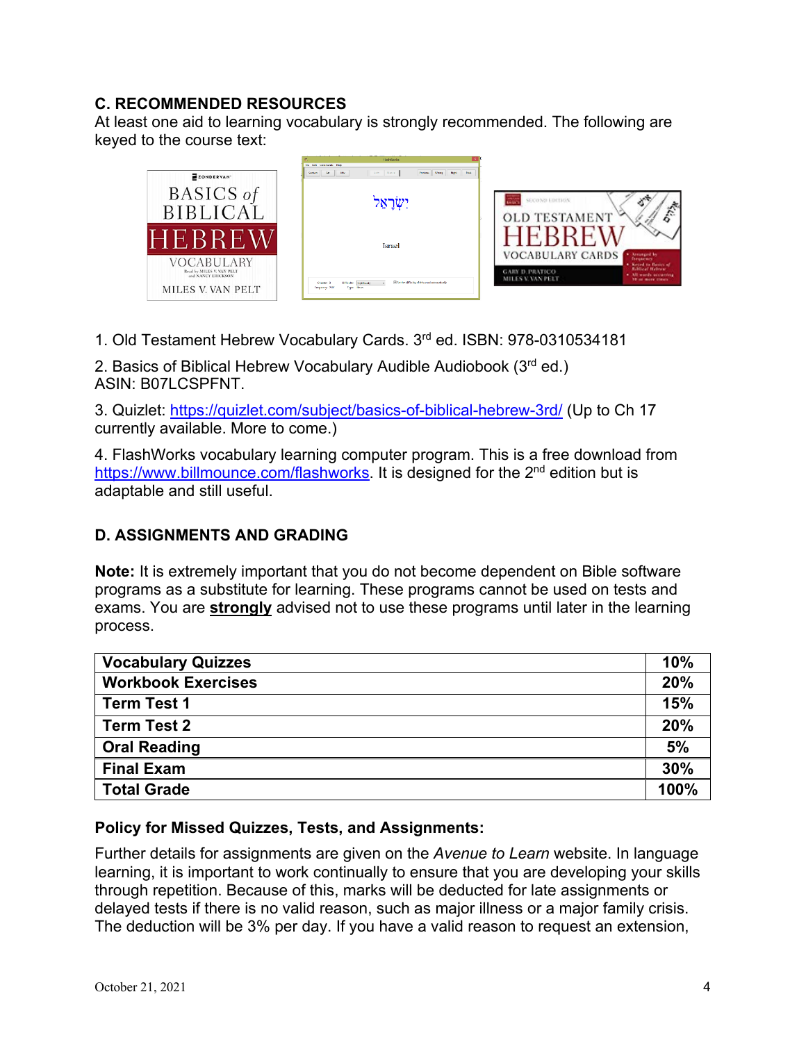## C. RECOMMENDED RESOURCES

At least one aid to learning vocabulary is strongly recommended. The following are keyed to the course text:

1. Old Testament Hebrew Vocabulary Cards. 3rd ed. ISBN: 978-0310534181

2. Basics of Biblical Hebrew Vocabulary Audible Audiobook (3rd ed.) ASIN: B07LCSPFNT.

3. Quizlet: https://quizlet.com/subject/basics-of-biblical-hebrew-3rd/ (Up to Ch 17 currently available. More to come.)

4. FlashWorks vocabulary learning computer program. This is a free download from https://www.billmounce.com/flashworks. It is designed for the 2nd edition but is adaptable and still useful.

## D. ASSIGNMENTS AND GRADING

**Note:** It is extremely important that you do not become dependent on Bible software programs as a substitute for learning. These programs cannot be used on tests and exams. You are **strongly** advised not to use these programs until later in the learning process.

| | |
|---|---|
| **Vocabulary Quizzes** | **10%** |
| **Workbook Exercises** | **20%** |
| **Term Test 1** | **15%** |
| **Term Test 2** | **20%** |
| **Oral Reading** | **5%** |
| **Final Exam** | **30%** |
| **Total Grade** | **100%** |

**Policy for Missed Quizzes, Tests, and Assignments:**

Further details for assignments are given on the *Avenue to Learn* website. In language learning, it is important to work continually to ensure that you are developing your skills through repetition. Because of this, marks will be deducted for late assignments or delayed tests if there is no valid reason, such as major illness or a major family crisis. The deduction will be 3% per day. If you have a valid reason to request an extension,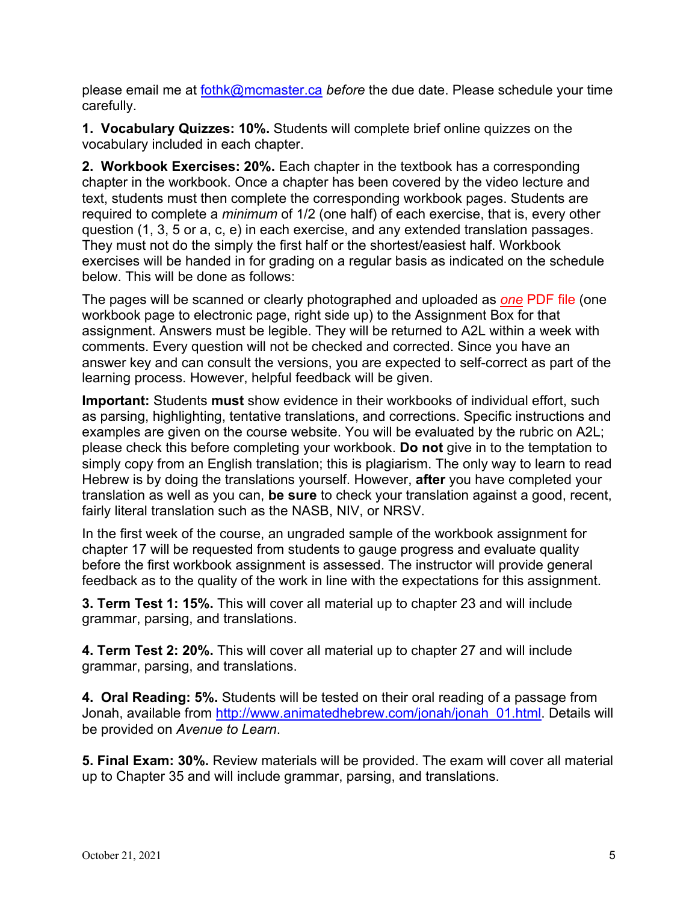please email me at fothk@mcmaster.ca *before* the due date. Please schedule your time carefully.

**1. Vocabulary Quizzes: 10%.** Students will complete brief online quizzes on the vocabulary included in each chapter.

**2. Workbook Exercises: 20%.** Each chapter in the textbook has a corresponding chapter in the workbook. Once a chapter has been covered by the video lecture and text, students must then complete the corresponding workbook pages. Students are required to complete a *minimum* of 1/2 (one half) of each exercise, that is, every other question (1, 3, 5 or a, c, e) in each exercise, and any extended translation passages. They must not do the simply the first half or the shortest/easiest half. Workbook exercises will be handed in for grading on a regular basis as indicated on the schedule below. This will be done as follows:

The pages will be scanned or clearly photographed and uploaded as *one* PDF file (one workbook page to electronic page, right side up) to the Assignment Box for that assignment. Answers must be legible. They will be returned to A2L within a week with comments. Every question will not be checked and corrected. Since you have an answer key and can consult the versions, you are expected to self-correct as part of the learning process. However, helpful feedback will be given.

**Important:** Students **must** show evidence in their workbooks of individual effort, such as parsing, highlighting, tentative translations, and corrections. Specific instructions and examples are given on the course website. You will be evaluated by the rubric on A2L; please check this before completing your workbook. **Do not** give in to the temptation to simply copy from an English translation; this is plagiarism. The only way to learn to read Hebrew is by doing the translations yourself. However, **after** you have completed your translation as well as you can, **be sure** to check your translation against a good, recent, fairly literal translation such as the NASB, NIV, or NRSV.

In the first week of the course, an ungraded sample of the workbook assignment for chapter 17 will be requested from students to gauge progress and evaluate quality before the first workbook assignment is assessed. The instructor will provide general feedback as to the quality of the work in line with the expectations for this assignment.

**3. Term Test 1: 15%.** This will cover all material up to chapter 23 and will include grammar, parsing, and translations.

**4. Term Test 2: 20%.** This will cover all material up to chapter 27 and will include grammar, parsing, and translations.

**4. Oral Reading: 5%.** Students will be tested on their oral reading of a passage from Jonah, available from http://www.animatedhebrew.com/jonah/jonah_01.html. Details will be provided on *Avenue to Learn*.

**5. Final Exam: 30%.** Review materials will be provided. The exam will cover all material up to Chapter 35 and will include grammar, parsing, and translations.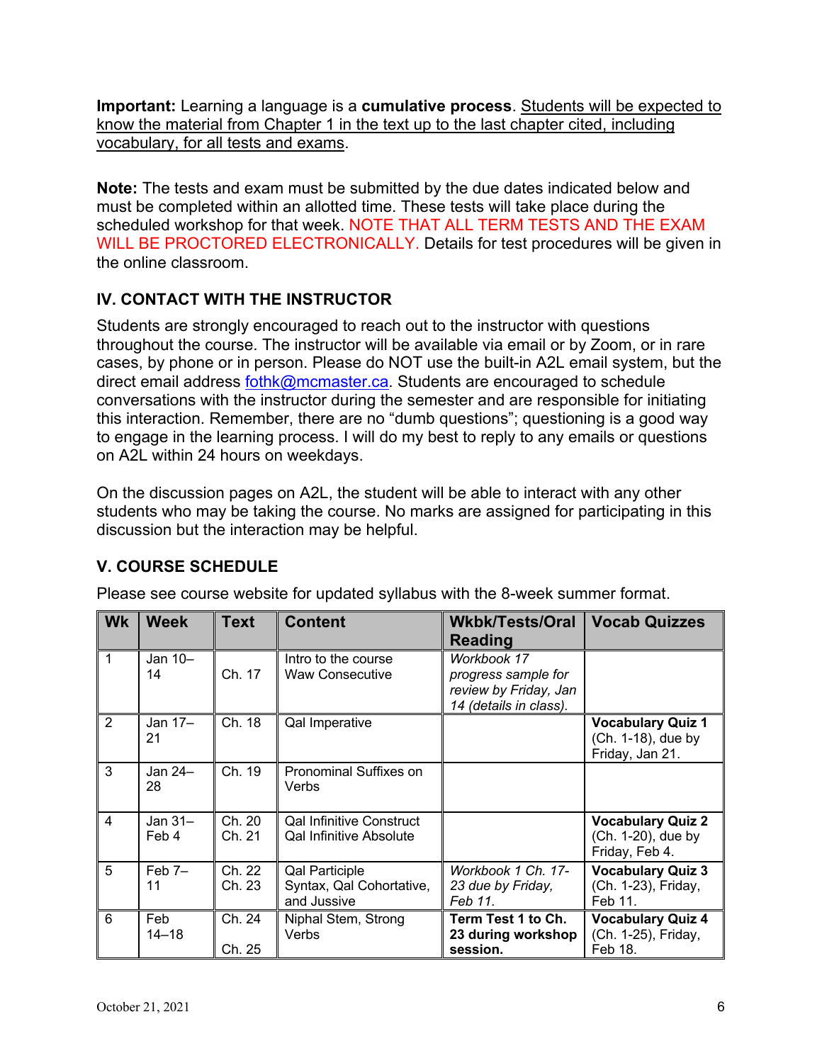**Important:** Learning a language is a **cumulative process**. Students will be expected to know the material from Chapter 1 in the text up to the last chapter cited, including vocabulary, for all tests and exams.

**Note:** The tests and exam must be submitted by the due dates indicated below and must be completed within an allotted time. These tests will take place during the scheduled workshop for that week. NOTE THAT ALL TERM TESTS AND THE EXAM WILL BE PROCTORED ELECTRONICALLY. Details for test procedures will be given in the online classroom.

## IV. CONTACT WITH THE INSTRUCTOR

Students are strongly encouraged to reach out to the instructor with questions throughout the course. The instructor will be available via email or by Zoom, or in rare cases, by phone or in person. Please do NOT use the built-in A2L email system, but the direct email address fothk@mcmaster.ca. Students are encouraged to schedule conversations with the instructor during the semester and are responsible for initiating this interaction. Remember, there are no "dumb questions"; questioning is a good way to engage in the learning process. I will do my best to reply to any emails or questions on A2L within 24 hours on weekdays.

On the discussion pages on A2L, the student will be able to interact with any other students who may be taking the course. No marks are assigned for participating in this discussion but the interaction may be helpful.

## V. COURSE SCHEDULE

Please see course website for updated syllabus with the 8-week summer format.

| Wk | Week | Text | Content | Wkbk/Tests/Oral Reading | Vocab Quizzes |
|---|---|---|---|---|---|
| 1 | Jan 10–14 | Ch. 17 | Intro to the course<br>Waw Consecutive | *Workbook 17 progress sample for review by Friday, Jan 14 (details in class).* | |
| 2 | Jan 17–21 | Ch. 18 | Qal Imperative | | **Vocabulary Quiz 1** (Ch. 1-18), due by Friday, Jan 21. |
| 3 | Jan 24–28 | Ch. 19 | Pronominal Suffixes on Verbs | | |
| 4 | Jan 31–Feb 4 | Ch. 20<br>Ch. 21 | Qal Infinitive Construct<br>Qal Infinitive Absolute | | **Vocabulary Quiz 2** (Ch. 1-20), due by Friday, Feb 4. |
| 5 | Feb 7–11 | Ch. 22<br>Ch. 23 | Qal Participle<br>Syntax, Qal Cohortative, and Jussive | *Workbook 1 Ch. 17-23 due by Friday, Feb 11.* | **Vocabulary Quiz 3** (Ch. 1-23), Friday, Feb 11. |
| 6 | Feb 14–18 | Ch. 24<br>Ch. 25 | Niphal Stem, Strong Verbs | **Term Test 1 to Ch. 23 during workshop session.** | **Vocabulary Quiz 4** (Ch. 1-25), Friday, Feb 18. |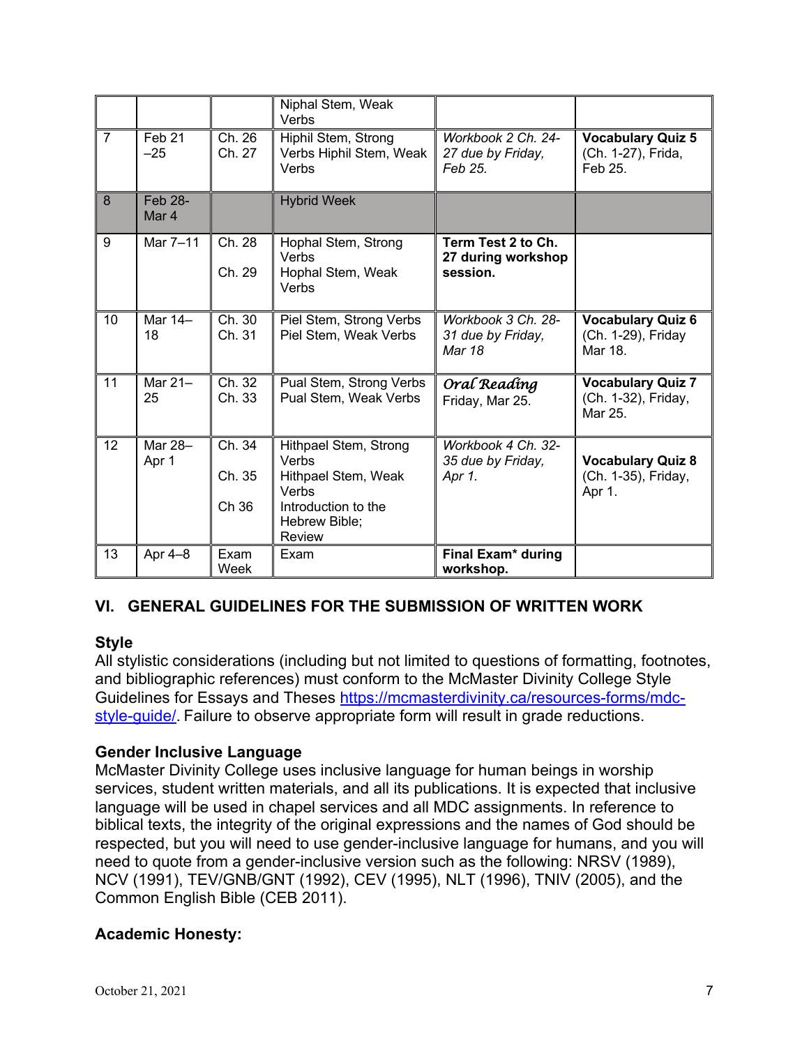| | | | | | |
|---|---|---|---|---|---|
| | | | Niphal Stem, Weak Verbs | | |
| 7 | Feb 21 –25 | Ch. 26 Ch. 27 | Hiphil Stem, Strong Verbs Hiphil Stem, Weak Verbs | *Workbook 2 Ch. 24-27 due by Friday, Feb 25.* | **Vocabulary Quiz 5** (Ch. 1-27), Frida, Feb 25. |
| 8 | Feb 28-Mar 4 | | Hybrid Week | | |
| 9 | Mar 7–11 | Ch. 28<br>Ch. 29 | Hophal Stem, Strong Verbs<br>Hophal Stem, Weak Verbs | **Term Test 2 to Ch. 27 during workshop session.** | |
| 10 | Mar 14–18 | Ch. 30 Ch. 31 | Piel Stem, Strong Verbs Piel Stem, Weak Verbs | *Workbook 3 Ch. 28-31 due by Friday, Mar 18* | **Vocabulary Quiz 6** (Ch. 1-29), Friday Mar 18. |
| 11 | Mar 21–25 | Ch. 32 Ch. 33 | Pual Stem, Strong Verbs Pual Stem, Weak Verbs | *Oral Reading* Friday, Mar 25. | **Vocabulary Quiz 7** (Ch. 1-32), Friday, Mar 25. |
| 12 | Mar 28–Apr 1 | Ch. 34<br>Ch. 35<br>Ch 36 | Hithpael Stem, Strong Verbs<br>Hithpael Stem, Weak Verbs<br>Introduction to the Hebrew Bible; Review | *Workbook 4 Ch. 32-35 due by Friday, Apr 1.* | **Vocabulary Quiz 8** (Ch. 1-35), Friday, Apr 1. |
| 13 | Apr 4–8 | Exam Week | Exam | **Final Exam\* during workshop.** | |

## VI. GENERAL GUIDELINES FOR THE SUBMISSION OF WRITTEN WORK

### Style

All stylistic considerations (including but not limited to questions of formatting, footnotes, and bibliographic references) must conform to the McMaster Divinity College Style Guidelines for Essays and Theses https://mcmasterdivinity.ca/resources-forms/mdc-style-guide/. Failure to observe appropriate form will result in grade reductions.

### Gender Inclusive Language

McMaster Divinity College uses inclusive language for human beings in worship services, student written materials, and all its publications. It is expected that inclusive language will be used in chapel services and all MDC assignments. In reference to biblical texts, the integrity of the original expressions and the names of God should be respected, but you will need to use gender-inclusive language for humans, and you will need to quote from a gender-inclusive version such as the following: NRSV (1989), NCV (1991), TEV/GNB/GNT (1992), CEV (1995), NLT (1996), TNIV (2005), and the Common English Bible (CEB 2011).

### Academic Honesty: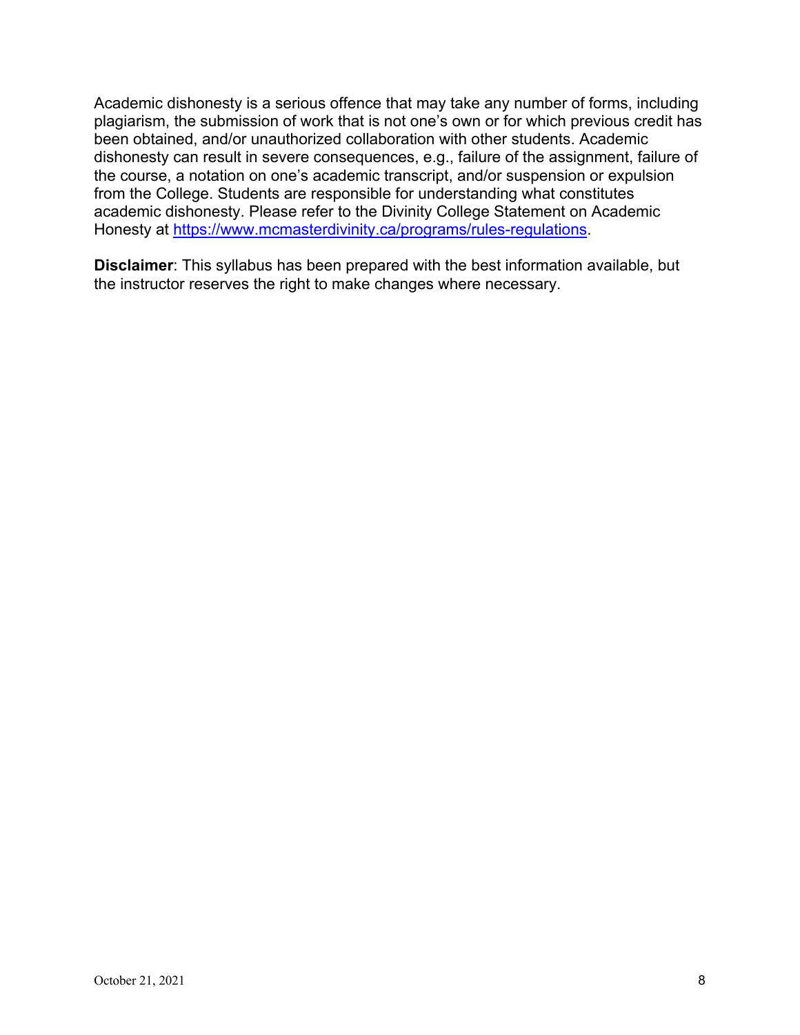Academic dishonesty is a serious offence that may take any number of forms, including plagiarism, the submission of work that is not one's own or for which previous credit has been obtained, and/or unauthorized collaboration with other students. Academic dishonesty can result in severe consequences, e.g., failure of the assignment, failure of the course, a notation on one's academic transcript, and/or suspension or expulsion from the College. Students are responsible for understanding what constitutes academic dishonesty. Please refer to the Divinity College Statement on Academic Honesty at https://www.mcmasterdivinity.ca/programs/rules-regulations.

**Disclaimer**: This syllabus has been prepared with the best information available, but the instructor reserves the right to make changes where necessary.